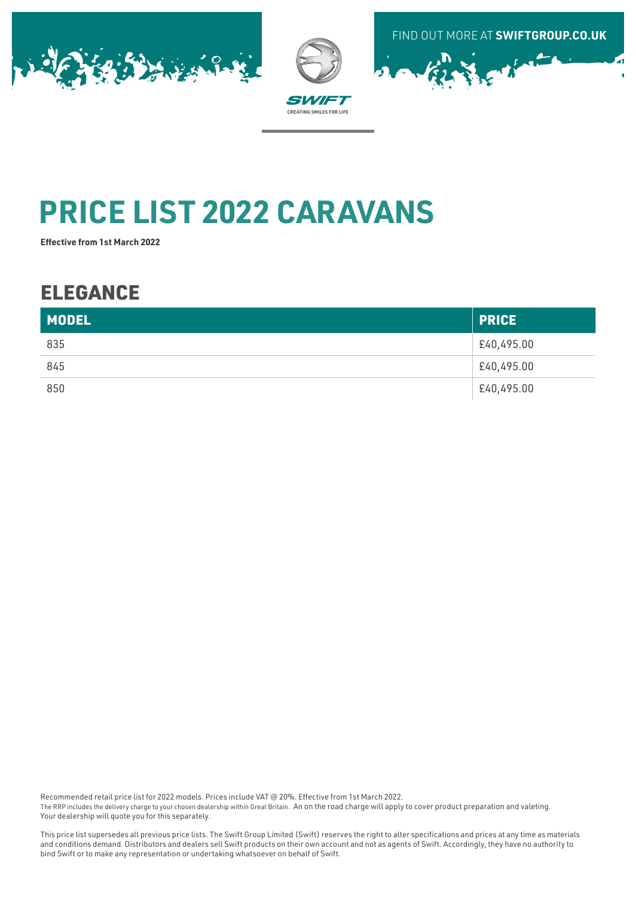FIND OUT MORE AT **SWIFTGROUP.CO.UK**

SWIFT
CREATING SMILES FOR LIFE

# PRICE LIST 2022 CARAVANS

**Effective from 1st March 2022**

## ELEGANCE

| MODEL | PRICE |
|---|---|
| 835 | £40,495.00 |
| 845 | £40,495.00 |
| 850 | £40,495.00 |

Recommended retail price list for 2022 models. Prices include VAT @ 20%. Effective from 1st March 2022.
The RRP includes the delivery charge to your chosen dealership within Great Britain. An on the road charge will apply to cover product preparation and valeting. Your dealership will quote you for this separately.

This price list supersedes all previous price lists. The Swift Group Limited (Swift) reserves the right to alter specifications and prices at any time as materials and conditions demand. Distributors and dealers sell Swift products on their own account and not as agents of Swift. Accordingly, they have no authority to bind Swift or to make any representation or undertaking whatsoever on behalf of Swift.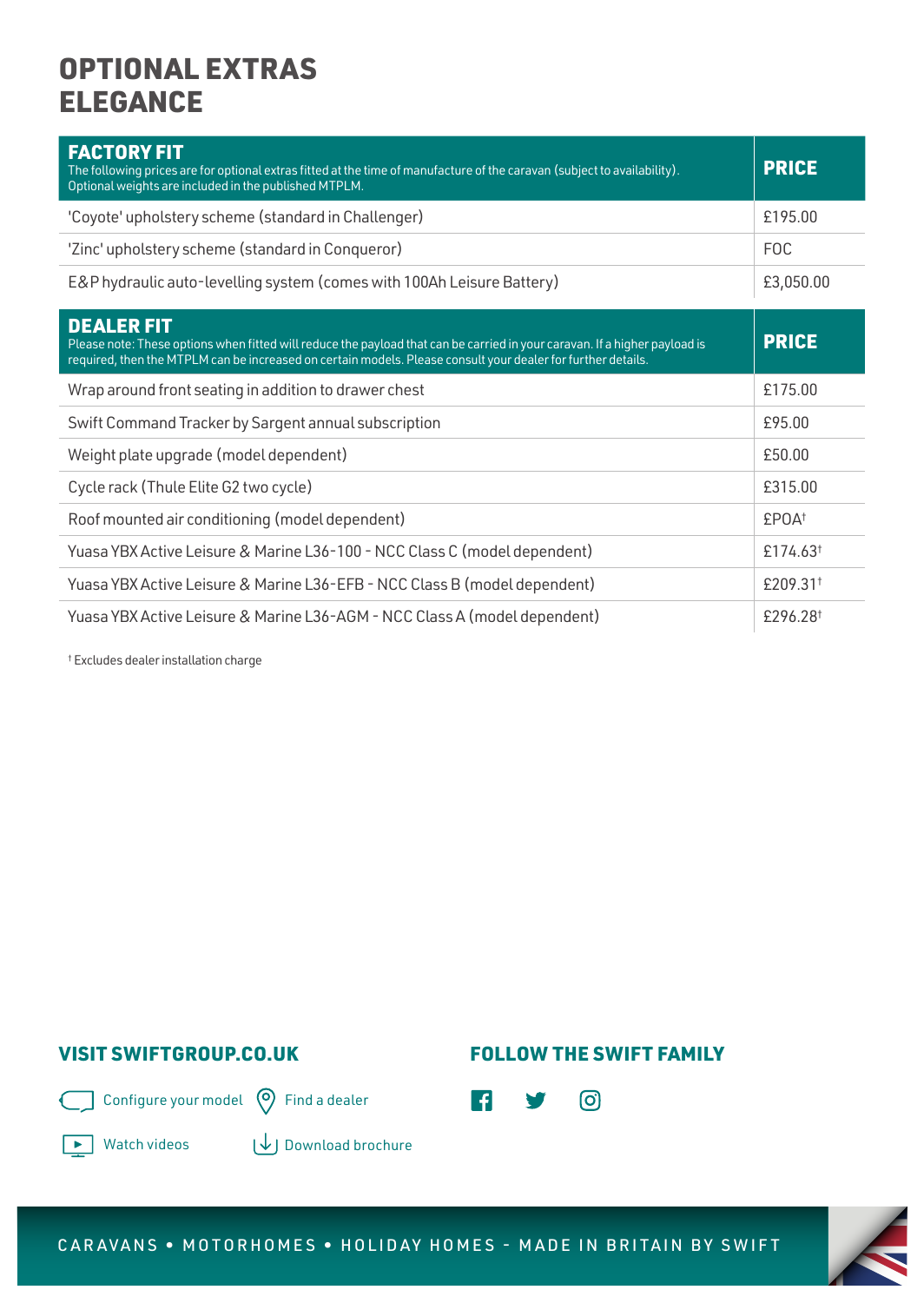# OPTIONAL EXTRAS ELEGANCE

| FACTORY FIT<br>The following prices are for optional extras fitted at the time of manufacture of the caravan (subject to availability). Optional weights are included in the published MTPLM. | PRICE |
|---|---|
| 'Coyote' upholstery scheme (standard in Challenger) | £195.00 |
| 'Zinc' upholstery scheme (standard in Conqueror) | FOC |
| E&P hydraulic auto-levelling system (comes with 100Ah Leisure Battery) | £3,050.00 |

| DEALER FIT<br>Please note: These options when fitted will reduce the payload that can be carried in your caravan. If a higher payload is required, then the MTPLM can be increased on certain models. Please consult your dealer for further details. | PRICE |
|---|---|
| Wrap around front seating in addition to drawer chest | £175.00 |
| Swift Command Tracker by Sargent annual subscription | £95.00 |
| Weight plate upgrade (model dependent) | £50.00 |
| Cycle rack (Thule Elite G2 two cycle) | £315.00 |
| Roof mounted air conditioning (model dependent) | £POA† |
| Yuasa YBX Active Leisure & Marine L36-100 - NCC Class C (model dependent) | £174.63† |
| Yuasa YBX Active Leisure & Marine L36-EFB - NCC Class B (model dependent) | £209.31† |
| Yuasa YBX Active Leisure & Marine L36-AGM - NCC Class A (model dependent) | £296.28† |

† Excludes dealer installation charge

## VISIT SWIFTGROUP.CO.UK

Configure your model
Find a dealer
Watch videos
Download brochure

## FOLLOW THE SWIFT FAMILY

CARAVANS • MOTORHOMES • HOLIDAY HOMES - MADE IN BRITAIN BY SWIFT